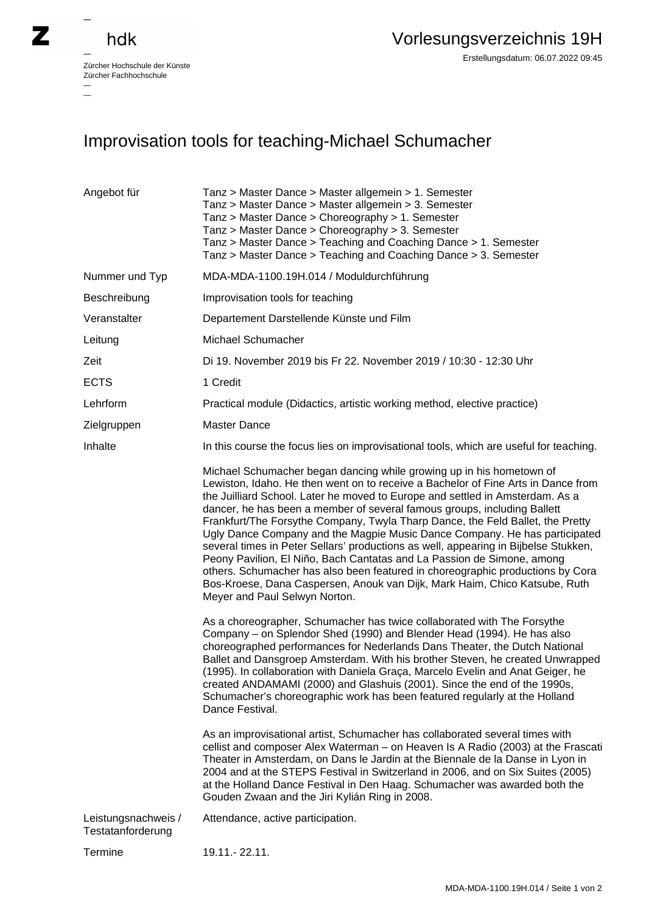# Improvisation tools for teaching-Michael Schumacher

| | |
|---|---|
| Angebot für | Tanz > Master Dance > Master allgemein > 1. Semester<br>Tanz > Master Dance > Master allgemein > 3. Semester<br>Tanz > Master Dance > Choreography > 1. Semester<br>Tanz > Master Dance > Choreography > 3. Semester<br>Tanz > Master Dance > Teaching and Coaching Dance > 1. Semester<br>Tanz > Master Dance > Teaching and Coaching Dance > 3. Semester |
| Nummer und Typ | MDA-MDA-1100.19H.014 / Moduldurchführung |
| Beschreibung | Improvisation tools for teaching |
| Veranstalter | Departement Darstellende Künste und Film |
| Leitung | Michael Schumacher |
| Zeit | Di 19. November 2019 bis Fr 22. November 2019 / 10:30 - 12:30 Uhr |
| ECTS | 1 Credit |
| Lehrform | Practical module (Didactics, artistic working method, elective practice) |
| Zielgruppen | Master Dance |
| Inhalte | In this course the focus lies on improvisational tools, which are useful for teaching.<br><br>Michael Schumacher began dancing while growing up in his hometown of Lewiston, Idaho. He then went on to receive a Bachelor of Fine Arts in Dance from the Juilliard School. Later he moved to Europe and settled in Amsterdam. As a dancer, he has been a member of several famous groups, including Ballett Frankfurt/The Forsythe Company, Twyla Tharp Dance, the Feld Ballet, the Pretty Ugly Dance Company and the Magpie Music Dance Company. He has participated several times in Peter Sellars' productions as well, appearing in Bijbelse Stukken, Peony Pavilion, El Niño, Bach Cantatas and La Passion de Simone, among others. Schumacher has also been featured in choreographic productions by Cora Bos-Kroese, Dana Caspersen, Anouk van Dijk, Mark Haim, Chico Katsube, Ruth Meyer and Paul Selwyn Norton.<br><br>As a choreographer, Schumacher has twice collaborated with The Forsythe Company – on Splendor Shed (1990) and Blender Head (1994). He has also choreographed performances for Nederlands Dans Theater, the Dutch National Ballet and Dansgroep Amsterdam. With his brother Steven, he created Unwrapped (1995). In collaboration with Daniela Graça, Marcelo Evelin and Anat Geiger, he created ANDAMAMI (2000) and Glashuis (2001). Since the end of the 1990s, Schumacher's choreographic work has been featured regularly at the Holland Dance Festival.<br><br>As an improvisational artist, Schumacher has collaborated several times with cellist and composer Alex Waterman – on Heaven Is A Radio (2003) at the Frascati Theater in Amsterdam, on Dans le Jardin at the Biennale de la Danse in Lyon in 2004 and at the STEPS Festival in Switzerland in 2006, and on Six Suites (2005) at the Holland Dance Festival in Den Haag. Schumacher was awarded both the Gouden Zwaan and the Jiri Kylián Ring in 2008. |
| Leistungsnachweis / Testatanforderung | Attendance, active participation. |
| Termine | 19.11.- 22.11. |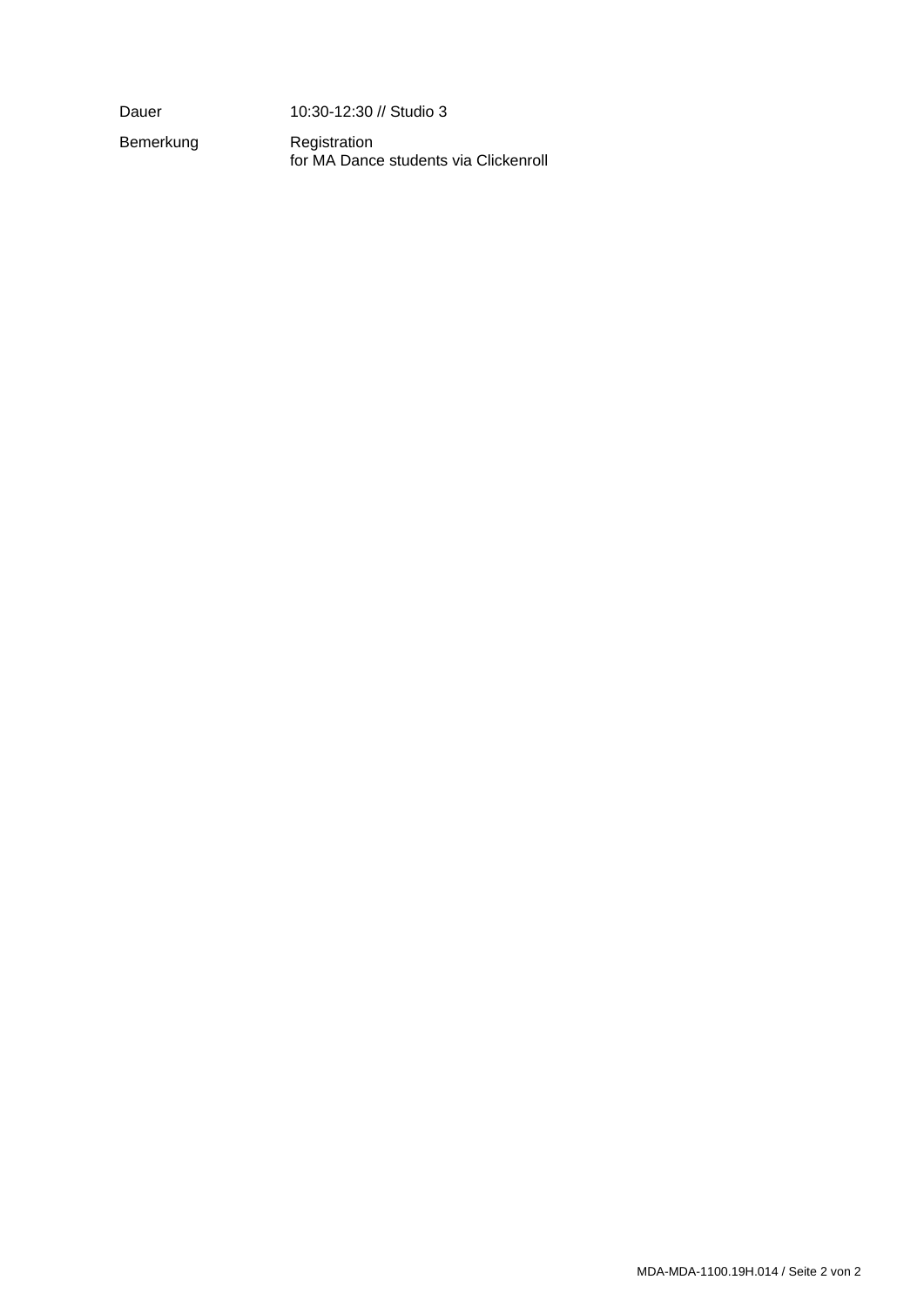| | |
|---|---|
| Dauer | 10:30-12:30 // Studio 3 |
| Bemerkung | Registration<br>for MA Dance students via Clickenroll |